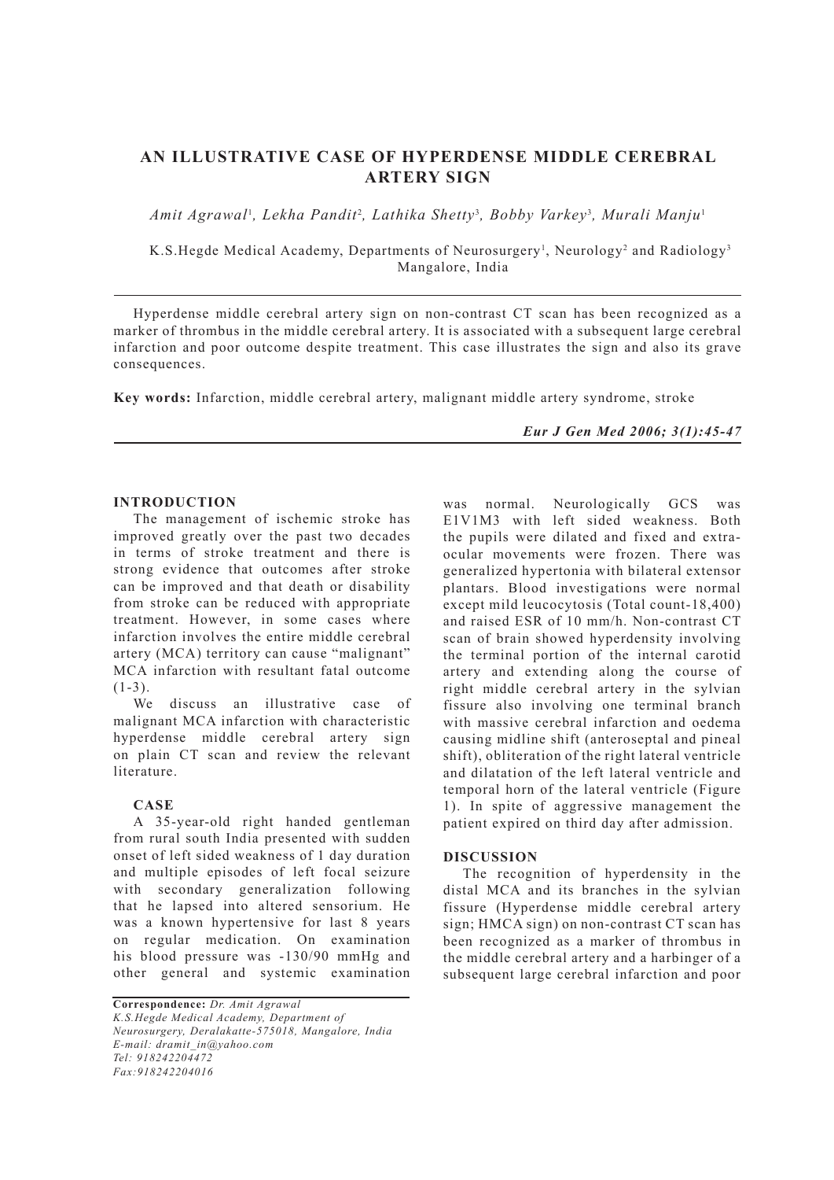# AN ILLUSTRATIVE CASE OF HYPERDENSE MIDDLE CEREBRAL ARTERY SIGN

*Amit Agrawal[1], Lekha Pandit[2], Lathika Shetty[3], Bobby Varkey[3], Murali Manju[1]*

K.S.Hegde Medical Academy, Departments of Neurosurgery[1], Neurology[2] and Radiology[3] Mangalore, India

Hyperdense middle cerebral artery sign on non-contrast CT scan has been recognized as a marker of thrombus in the middle cerebral artery. It is associated with a subsequent large cerebral infarction and poor outcome despite treatment. This case illustrates the sign and also its grave consequences.

**Key words:** Infarction, middle cerebral artery, malignant middle artery syndrome, stroke

## INTRODUCTION

The management of ischemic stroke has improved greatly over the past two decades in terms of stroke treatment and there is strong evidence that outcomes after stroke can be improved and that death or disability from stroke can be reduced with appropriate treatment. However, in some cases where infarction involves the entire middle cerebral artery (MCA) territory can cause "malignant" MCA infarction with resultant fatal outcome (1-3).

We discuss an illustrative case of malignant MCA infarction with characteristic hyperdense middle cerebral artery sign on plain CT scan and review the relevant literature.

### CASE

A 35-year-old right handed gentleman from rural south India presented with sudden onset of left sided weakness of 1 day duration and multiple episodes of left focal seizure with secondary generalization following that he lapsed into altered sensorium. He was a known hypertensive for last 8 years on regular medication. On examination his blood pressure was -130/90 mmHg and other general and systemic examination was normal. Neurologically GCS was E1V1M3 with left sided weakness. Both the pupils were dilated and fixed and extra-ocular movements were frozen. There was generalized hypertonia with bilateral extensor plantars. Blood investigations were normal except mild leucocytosis (Total count-18,400) and raised ESR of 10 mm/h. Non-contrast CT scan of brain showed hyperdensity involving the terminal portion of the internal carotid artery and extending along the course of right middle cerebral artery in the sylvian fissure also involving one terminal branch with massive cerebral infarction and oedema causing midline shift (anteroseptal and pineal shift), obliteration of the right lateral ventricle and dilatation of the left lateral ventricle and temporal horn of the lateral ventricle (Figure 1). In spite of aggressive management the patient expired on third day after admission.

## DISCUSSION

The recognition of hyperdensity in the distal MCA and its branches in the sylvian fissure (Hyperdense middle cerebral artery sign; HMCA sign) on non-contrast CT scan has been recognized as a marker of thrombus in the middle cerebral artery and a harbinger of a subsequent large cerebral infarction and poor

**Correspondence:** *Dr. Amit Agrawal*
*K.S.Hegde Medical Academy, Department of Neurosurgery, Deralakatte-575018, Mangalore, India*
*E-mail: dramit_in@yahoo.com*
*Tel: 918242204472*
*Fax:918242204016*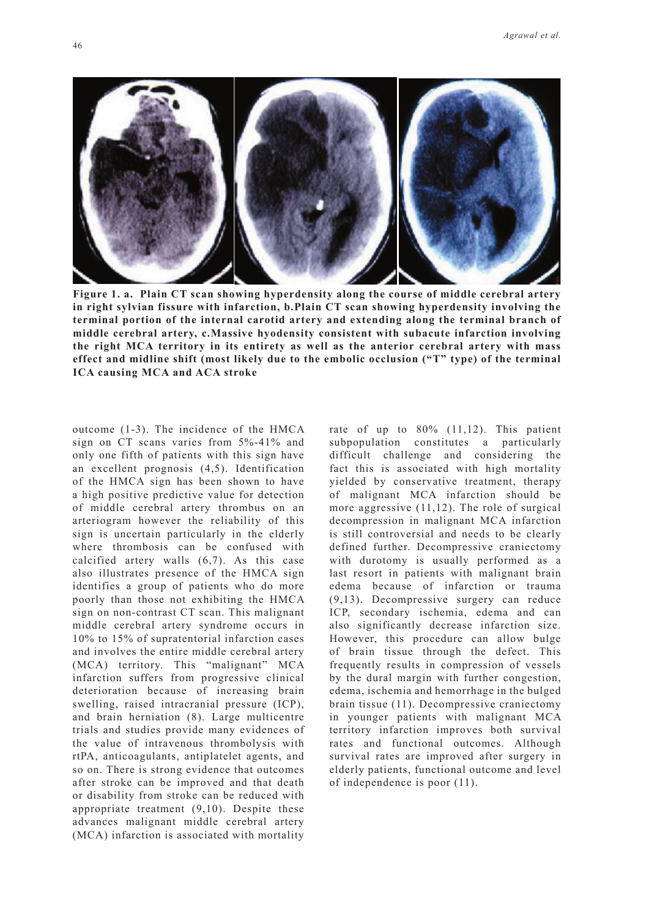**Figure 1. a. Plain CT scan showing hyperdensity along the course of middle cerebral artery in right sylvian fissure with infarction, b.Plain CT scan showing hyperdensity involving the terminal portion of the internal carotid artery and extending along the terminal branch of middle cerebral artery, c.Massive hyodensity consistent with subacute infarction involving the right MCA territory in its entirety as well as the anterior cerebral artery with mass effect and midline shift (most likely due to the embolic occlusion ("T" type) of the terminal ICA causing MCA and ACA stroke**

outcome (1-3). The incidence of the HMCA sign on CT scans varies from 5%-41% and only one fifth of patients with this sign have an excellent prognosis (4,5). Identification of the HMCA sign has been shown to have a high positive predictive value for detection of middle cerebral artery thrombus on an arteriogram however the reliability of this sign is uncertain particularly in the elderly where thrombosis can be confused with calcified artery walls (6,7). As this case also illustrates presence of the HMCA sign identifies a group of patients who do more poorly than those not exhibiting the HMCA sign on non-contrast CT scan. This malignant middle cerebral artery syndrome occurs in 10% to 15% of supratentorial infarction cases and involves the entire middle cerebral artery (MCA) territory. This "malignant" MCA infarction suffers from progressive clinical deterioration because of increasing brain swelling, raised intracranial pressure (ICP), and brain herniation (8). Large multicentre trials and studies provide many evidences of the value of intravenous thrombolysis with rtPA, anticoagulants, antiplatelet agents, and so on. There is strong evidence that outcomes after stroke can be improved and that death or disability from stroke can be reduced with appropriate treatment (9,10). Despite these advances malignant middle cerebral artery (MCA) infarction is associated with mortality rate of up to 80% (11,12). This patient subpopulation constitutes a particularly difficult challenge and considering the fact this is associated with high mortality yielded by conservative treatment, therapy of malignant MCA infarction should be more aggressive (11,12). The role of surgical decompression in malignant MCA infarction is still controversial and needs to be clearly defined further. Decompressive craniectomy with durotomy is usually performed as a last resort in patients with malignant brain edema because of infarction or trauma (9,13). Decompressive surgery can reduce ICP, secondary ischemia, edema and can also significantly decrease infarction size. However, this procedure can allow bulge of brain tissue through the defect. This frequently results in compression of vessels by the dural margin with further congestion, edema, ischemia and hemorrhage in the bulged brain tissue (11). Decompressive craniectomy in younger patients with malignant MCA territory infarction improves both survival rates and functional outcomes. Although survival rates are improved after surgery in elderly patients, functional outcome and level of independence is poor (11).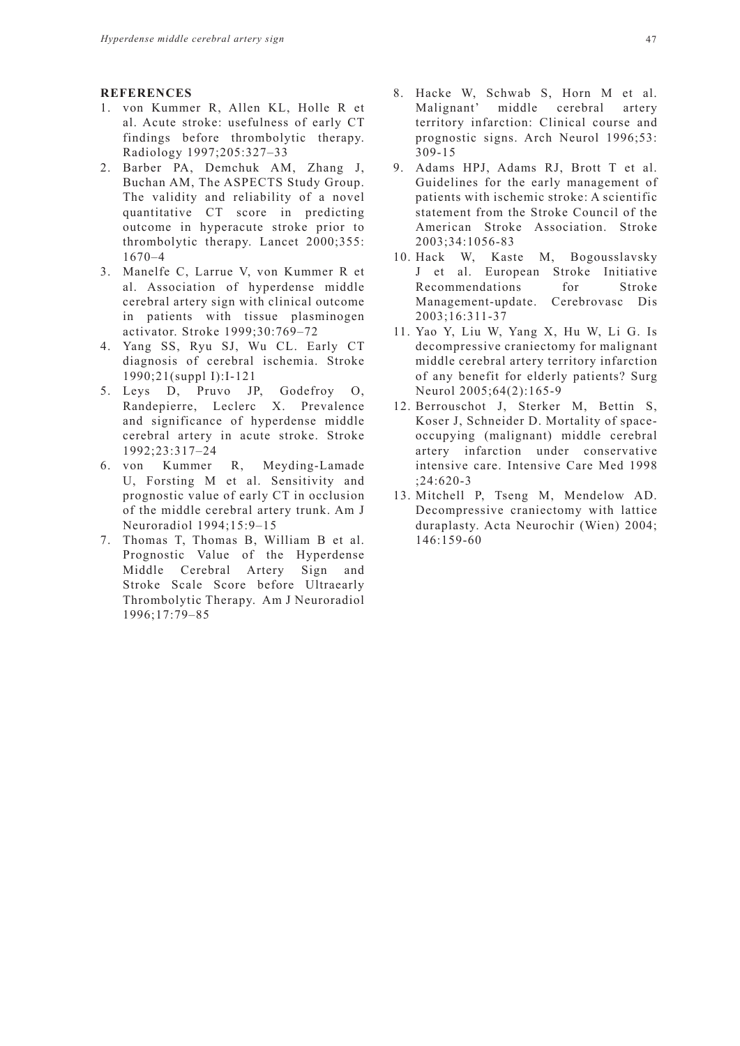## REFERENCES

1. von Kummer R, Allen KL, Holle R et al. Acute stroke: usefulness of early CT findings before thrombolytic therapy. Radiology 1997;205:327–33
2. Barber PA, Demchuk AM, Zhang J, Buchan AM, The ASPECTS Study Group. The validity and reliability of a novel quantitative CT score in predicting outcome in hyperacute stroke prior to thrombolytic therapy. Lancet 2000;355: 1670–4
3. Manelfe C, Larrue V, von Kummer R et al. Association of hyperdense middle cerebral artery sign with clinical outcome in patients with tissue plasminogen activator. Stroke 1999;30:769–72
4. Yang SS, Ryu SJ, Wu CL. Early CT diagnosis of cerebral ischemia. Stroke 1990;21(suppl I):I-121
5. Leys D, Pruvo JP, Godefroy O, Randepierre, Leclerc X. Prevalence and significance of hyperdense middle cerebral artery in acute stroke. Stroke 1992;23:317–24
6. von Kummer R, Meyding-Lamade U, Forsting M et al. Sensitivity and prognostic value of early CT in occlusion of the middle cerebral artery trunk. Am J Neuroradiol 1994;15:9–15
7. Thomas T, Thomas B, William B et al. Prognostic Value of the Hyperdense Middle Cerebral Artery Sign and Stroke Scale Score before Ultraearly Thrombolytic Therapy. Am J Neuroradiol 1996;17:79–85
8. Hacke W, Schwab S, Horn M et al. Malignant' middle cerebral artery territory infarction: Clinical course and prognostic signs. Arch Neurol 1996;53: 309-15
9. Adams HPJ, Adams RJ, Brott T et al. Guidelines for the early management of patients with ischemic stroke: A scientific statement from the Stroke Council of the American Stroke Association. Stroke 2003;34:1056-83
10. Hack W, Kaste M, Bogousslavsky J et al. European Stroke Initiative Recommendations for Stroke Management-update. Cerebrovasc Dis 2003;16:311-37
11. Yao Y, Liu W, Yang X, Hu W, Li G. Is decompressive craniectomy for malignant middle cerebral artery territory infarction of any benefit for elderly patients? Surg Neurol 2005;64(2):165-9
12. Berrouschot J, Sterker M, Bettin S, Koser J, Schneider D. Mortality of space-occupying (malignant) middle cerebral artery infarction under conservative intensive care. Intensive Care Med 1998 ;24:620-3
13. Mitchell P, Tseng M, Mendelow AD. Decompressive craniectomy with lattice duraplasty. Acta Neurochir (Wien) 2004; 146:159-60